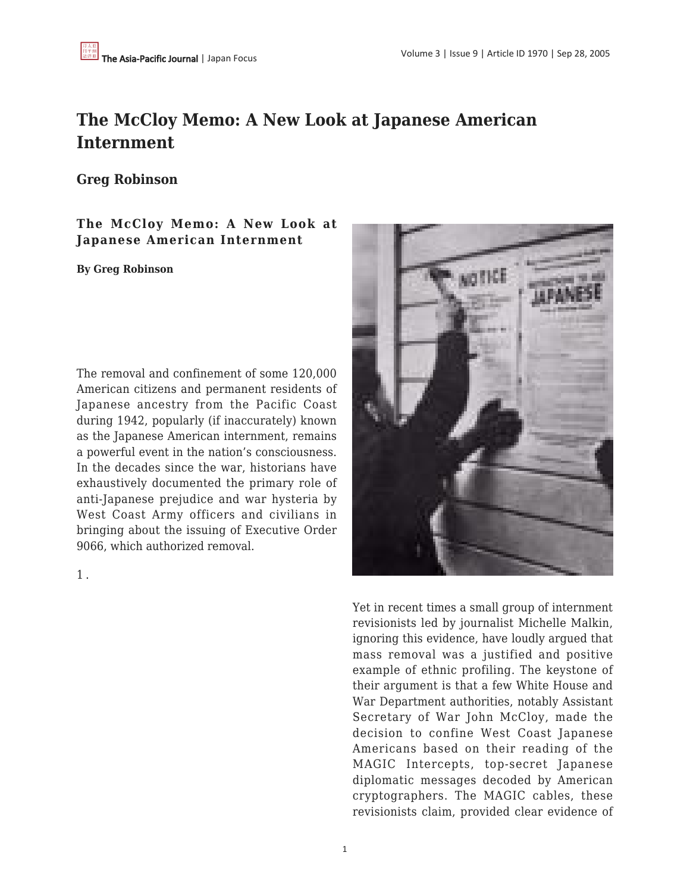# The McCloy Memo: A New Look at Japanese American Internment

## Greg Robinson

### The McCloy Memo: A New Look at Japanese American Internment

**By Greg Robinson**

The removal and confinement of some 120,000 American citizens and permanent residents of Japanese ancestry from the Pacific Coast during 1942, popularly (if inaccurately) known as the Japanese American internment, remains a powerful event in the nation's consciousness. In the decades since the war, historians have exhaustively documented the primary role of anti-Japanese prejudice and war hysteria by West Coast Army officers and civilians in bringing about the issuing of Executive Order 9066, which authorized removal.

1 .

Yet in recent times a small group of internment revisionists led by journalist Michelle Malkin, ignoring this evidence, have loudly argued that mass removal was a justified and positive example of ethnic profiling. The keystone of their argument is that a few White House and War Department authorities, notably Assistant Secretary of War John McCloy, made the decision to confine West Coast Japanese Americans based on their reading of the MAGIC Intercepts, top-secret Japanese diplomatic messages decoded by American cryptographers. The MAGIC cables, these revisionists claim, provided clear evidence of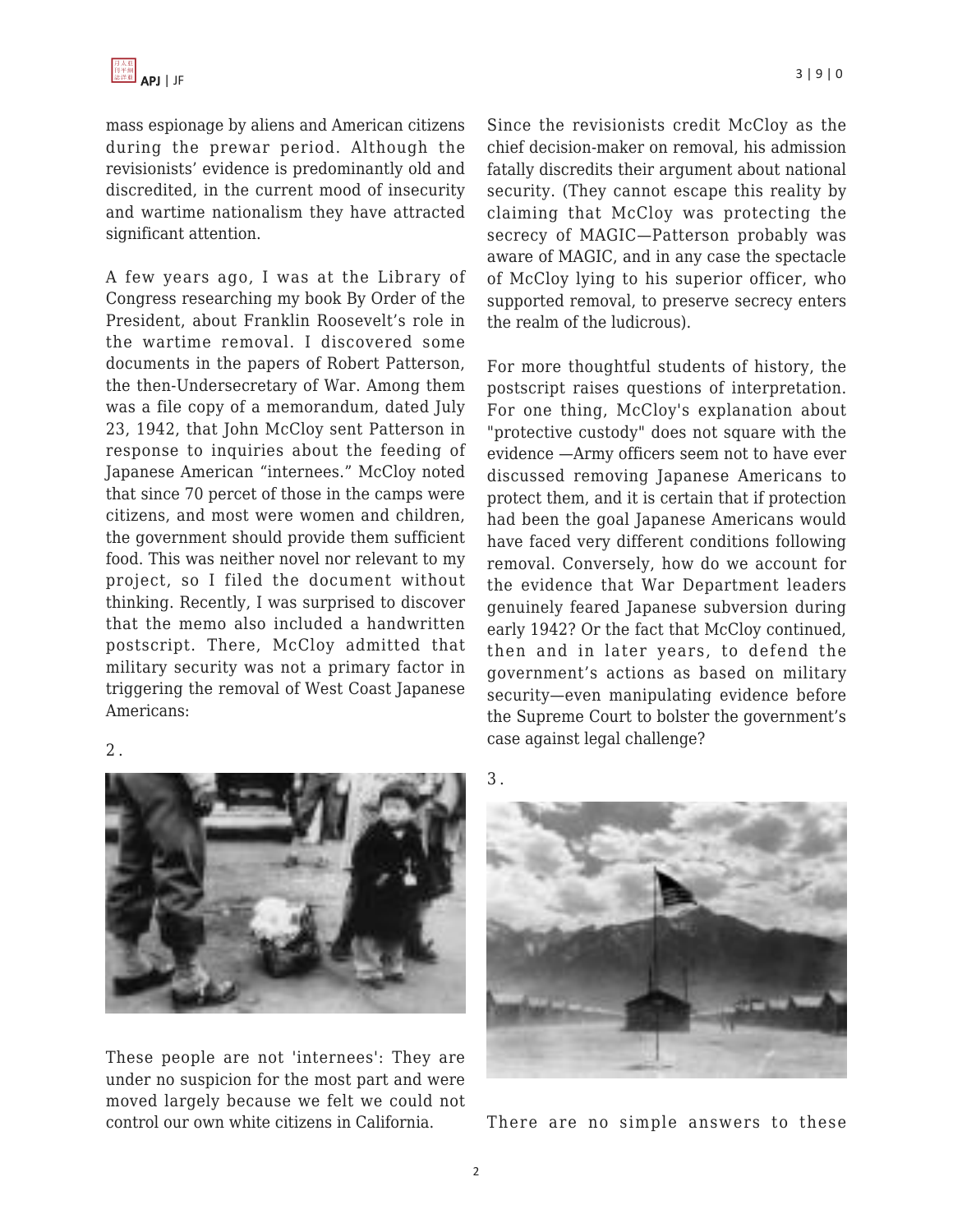mass espionage by aliens and American citizens during the prewar period. Although the revisionists' evidence is predominantly old and discredited, in the current mood of insecurity and wartime nationalism they have attracted significant attention.

A few years ago, I was at the Library of Congress researching my book By Order of the President, about Franklin Roosevelt's role in the wartime removal. I discovered some documents in the papers of Robert Patterson, the then-Undersecretary of War. Among them was a file copy of a memorandum, dated July 23, 1942, that John McCloy sent Patterson in response to inquiries about the feeding of Japanese American "internees." McCloy noted that since 70 percet of those in the camps were citizens, and most were women and children, the government should provide them sufficient food. This was neither novel nor relevant to my project, so I filed the document without thinking. Recently, I was surprised to discover that the memo also included a handwritten postscript. There, McCloy admitted that military security was not a primary factor in triggering the removal of West Coast Japanese Americans:

2 .

These people are not 'internees': They are under no suspicion for the most part and were moved largely because we felt we could not control our own white citizens in California.

Since the revisionists credit McCloy as the chief decision-maker on removal, his admission fatally discredits their argument about national security. (They cannot escape this reality by claiming that McCloy was protecting the secrecy of MAGIC—Patterson probably was aware of MAGIC, and in any case the spectacle of McCloy lying to his superior officer, who supported removal, to preserve secrecy enters the realm of the ludicrous).

For more thoughtful students of history, the postscript raises questions of interpretation. For one thing, McCloy's explanation about "protective custody" does not square with the evidence —Army officers seem not to have ever discussed removing Japanese Americans to protect them, and it is certain that if protection had been the goal Japanese Americans would have faced very different conditions following removal. Conversely, how do we account for the evidence that War Department leaders genuinely feared Japanese subversion during early 1942? Or the fact that McCloy continued, then and in later years, to defend the government's actions as based on military security—even manipulating evidence before the Supreme Court to bolster the government's case against legal challenge?

3 .

There are no simple answers to these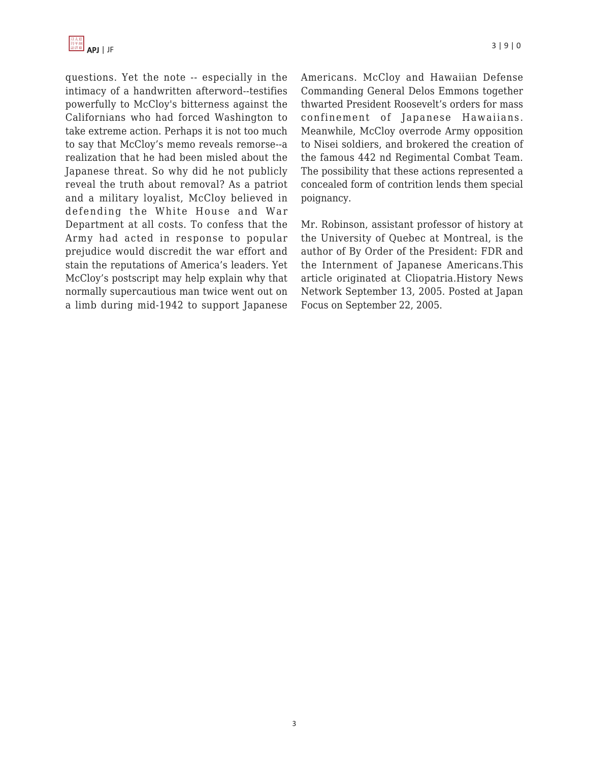questions. Yet the note -- especially in the intimacy of a handwritten afterword--testifies powerfully to McCloy's bitterness against the Californians who had forced Washington to take extreme action. Perhaps it is not too much to say that McCloy's memo reveals remorse--a realization that he had been misled about the Japanese threat. So why did he not publicly reveal the truth about removal? As a patriot and a military loyalist, McCloy believed in defending the White House and War Department at all costs. To confess that the Army had acted in response to popular prejudice would discredit the war effort and stain the reputations of America's leaders. Yet McCloy's postscript may help explain why that normally supercautious man twice went out on a limb during mid-1942 to support Japanese Americans. McCloy and Hawaiian Defense Commanding General Delos Emmons together thwarted President Roosevelt's orders for mass confinement of Japanese Hawaiians. Meanwhile, McCloy overrode Army opposition to Nisei soldiers, and brokered the creation of the famous 442 nd Regimental Combat Team. The possibility that these actions represented a concealed form of contrition lends them special poignancy.

Mr. Robinson, assistant professor of history at the University of Quebec at Montreal, is the author of By Order of the President: FDR and the Internment of Japanese Americans.This article originated at Cliopatria.History News Network September 13, 2005. Posted at Japan Focus on September 22, 2005.